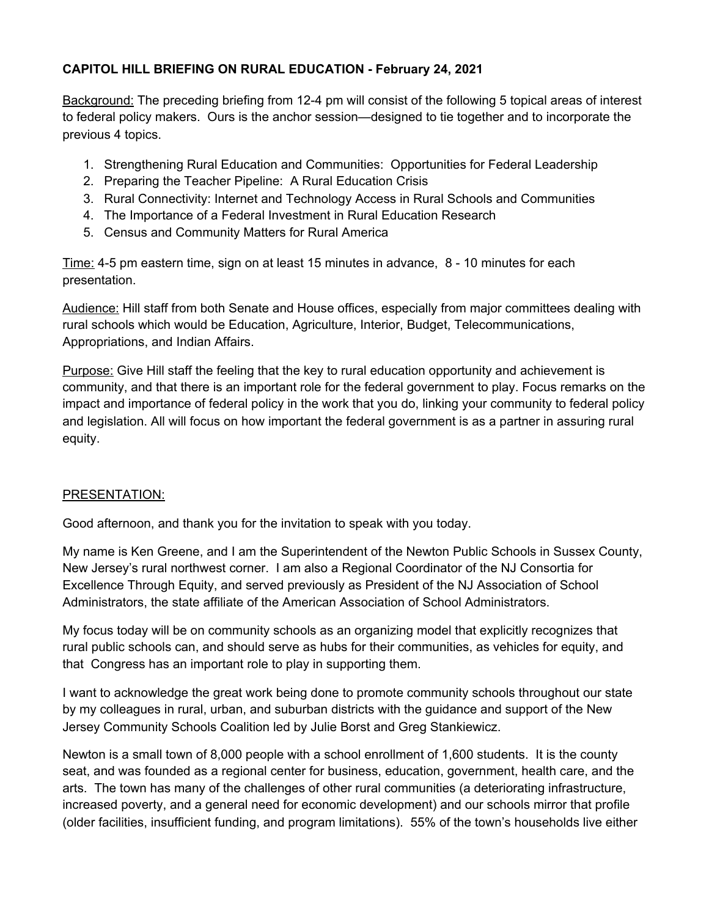**CAPITOL HILL BRIEFING ON RURAL EDUCATION - February 24, 2021**

Background: The preceding briefing from 12-4 pm will consist of the following 5 topical areas of interest to federal policy makers. Ours is the anchor session—designed to tie together and to incorporate the previous 4 topics.

1. Strengthening Rural Education and Communities: Opportunities for Federal Leadership
2. Preparing the Teacher Pipeline: A Rural Education Crisis
3. Rural Connectivity: Internet and Technology Access in Rural Schools and Communities
4. The Importance of a Federal Investment in Rural Education Research
5. Census and Community Matters for Rural America

Time: 4-5 pm eastern time, sign on at least 15 minutes in advance, 8 - 10 minutes for each presentation.

Audience: Hill staff from both Senate and House offices, especially from major committees dealing with rural schools which would be Education, Agriculture, Interior, Budget, Telecommunications, Appropriations, and Indian Affairs.

Purpose: Give Hill staff the feeling that the key to rural education opportunity and achievement is community, and that there is an important role for the federal government to play. Focus remarks on the impact and importance of federal policy in the work that you do, linking your community to federal policy and legislation. All will focus on how important the federal government is as a partner in assuring rural equity.

PRESENTATION:

Good afternoon, and thank you for the invitation to speak with you today.

My name is Ken Greene, and I am the Superintendent of the Newton Public Schools in Sussex County, New Jersey's rural northwest corner. I am also a Regional Coordinator of the NJ Consortia for Excellence Through Equity, and served previously as President of the NJ Association of School Administrators, the state affiliate of the American Association of School Administrators.

My focus today will be on community schools as an organizing model that explicitly recognizes that rural public schools can, and should serve as hubs for their communities, as vehicles for equity, and that Congress has an important role to play in supporting them.

I want to acknowledge the great work being done to promote community schools throughout our state by my colleagues in rural, urban, and suburban districts with the guidance and support of the New Jersey Community Schools Coalition led by Julie Borst and Greg Stankiewicz.

Newton is a small town of 8,000 people with a school enrollment of 1,600 students. It is the county seat, and was founded as a regional center for business, education, government, health care, and the arts. The town has many of the challenges of other rural communities (a deteriorating infrastructure, increased poverty, and a general need for economic development) and our schools mirror that profile (older facilities, insufficient funding, and program limitations). 55% of the town's households live either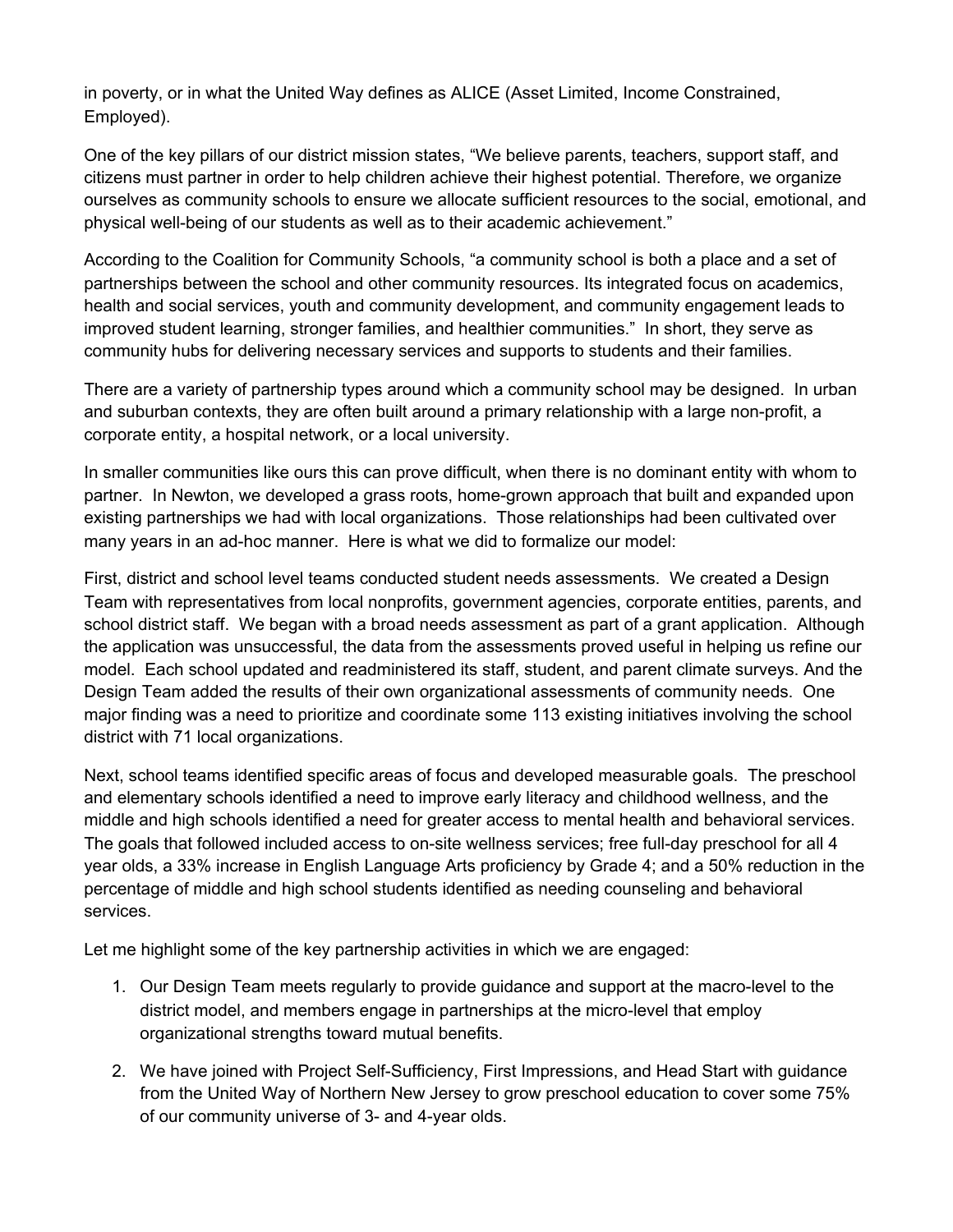in poverty, or in what the United Way defines as ALICE (Asset Limited, Income Constrained, Employed).

One of the key pillars of our district mission states, "We believe parents, teachers, support staff, and citizens must partner in order to help children achieve their highest potential. Therefore, we organize ourselves as community schools to ensure we allocate sufficient resources to the social, emotional, and physical well-being of our students as well as to their academic achievement."

According to the Coalition for Community Schools, "a community school is both a place and a set of partnerships between the school and other community resources. Its integrated focus on academics, health and social services, youth and community development, and community engagement leads to improved student learning, stronger families, and healthier communities." In short, they serve as community hubs for delivering necessary services and supports to students and their families.

There are a variety of partnership types around which a community school may be designed. In urban and suburban contexts, they are often built around a primary relationship with a large non-profit, a corporate entity, a hospital network, or a local university.

In smaller communities like ours this can prove difficult, when there is no dominant entity with whom to partner. In Newton, we developed a grass roots, home-grown approach that built and expanded upon existing partnerships we had with local organizations. Those relationships had been cultivated over many years in an ad-hoc manner. Here is what we did to formalize our model:

First, district and school level teams conducted student needs assessments. We created a Design Team with representatives from local nonprofits, government agencies, corporate entities, parents, and school district staff. We began with a broad needs assessment as part of a grant application. Although the application was unsuccessful, the data from the assessments proved useful in helping us refine our model. Each school updated and readministered its staff, student, and parent climate surveys. And the Design Team added the results of their own organizational assessments of community needs. One major finding was a need to prioritize and coordinate some 113 existing initiatives involving the school district with 71 local organizations.

Next, school teams identified specific areas of focus and developed measurable goals. The preschool and elementary schools identified a need to improve early literacy and childhood wellness, and the middle and high schools identified a need for greater access to mental health and behavioral services. The goals that followed included access to on-site wellness services; free full-day preschool for all 4 year olds, a 33% increase in English Language Arts proficiency by Grade 4; and a 50% reduction in the percentage of middle and high school students identified as needing counseling and behavioral services.

Let me highlight some of the key partnership activities in which we are engaged:

1. Our Design Team meets regularly to provide guidance and support at the macro-level to the district model, and members engage in partnerships at the micro-level that employ organizational strengths toward mutual benefits.
2. We have joined with Project Self-Sufficiency, First Impressions, and Head Start with guidance from the United Way of Northern New Jersey to grow preschool education to cover some 75% of our community universe of 3- and 4-year olds.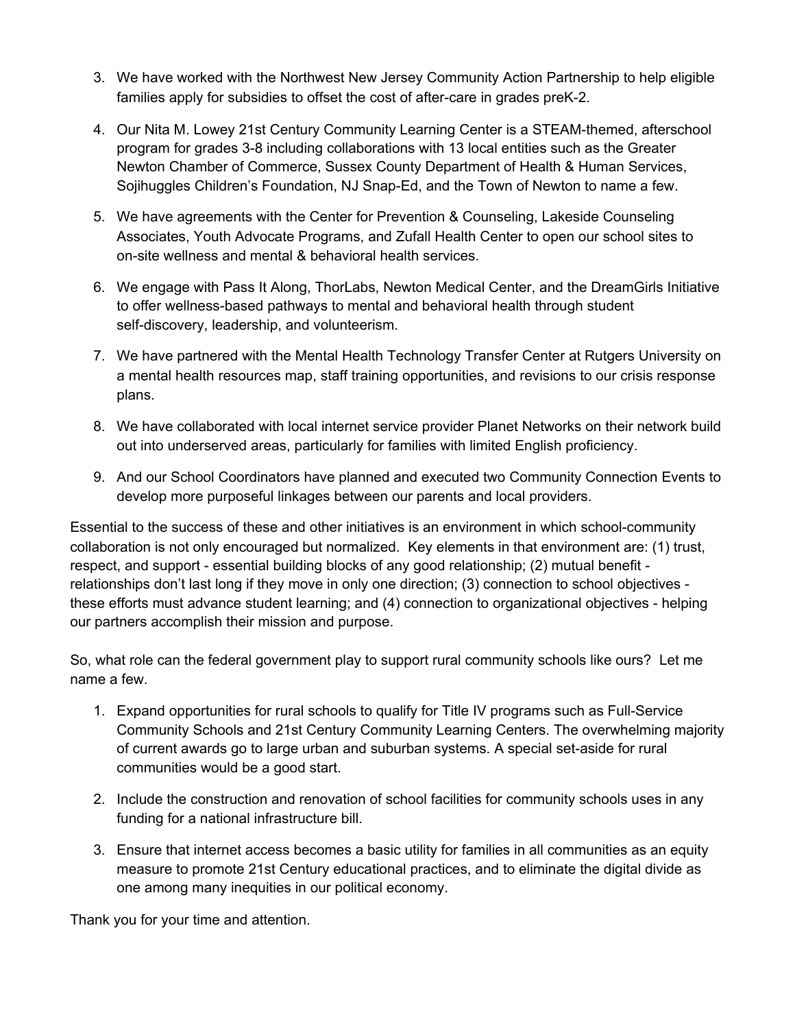3. We have worked with the Northwest New Jersey Community Action Partnership to help eligible families apply for subsidies to offset the cost of after-care in grades preK-2.

4. Our Nita M. Lowey 21st Century Community Learning Center is a STEAM-themed, afterschool program for grades 3-8 including collaborations with 13 local entities such as the Greater Newton Chamber of Commerce, Sussex County Department of Health & Human Services, Sojihuggles Children's Foundation, NJ Snap-Ed, and the Town of Newton to name a few.

5. We have agreements with the Center for Prevention & Counseling, Lakeside Counseling Associates, Youth Advocate Programs, and Zufall Health Center to open our school sites to on-site wellness and mental & behavioral health services.

6. We engage with Pass It Along, ThorLabs, Newton Medical Center, and the DreamGirls Initiative to offer wellness-based pathways to mental and behavioral health through student self-discovery, leadership, and volunteerism.

7. We have partnered with the Mental Health Technology Transfer Center at Rutgers University on a mental health resources map, staff training opportunities, and revisions to our crisis response plans.

8. We have collaborated with local internet service provider Planet Networks on their network build out into underserved areas, particularly for families with limited English proficiency.

9. And our School Coordinators have planned and executed two Community Connection Events to develop more purposeful linkages between our parents and local providers.

Essential to the success of these and other initiatives is an environment in which school-community collaboration is not only encouraged but normalized. Key elements in that environment are: (1) trust, respect, and support - essential building blocks of any good relationship; (2) mutual benefit - relationships don't last long if they move in only one direction; (3) connection to school objectives - these efforts must advance student learning; and (4) connection to organizational objectives - helping our partners accomplish their mission and purpose.

So, what role can the federal government play to support rural community schools like ours? Let me name a few.

1. Expand opportunities for rural schools to qualify for Title IV programs such as Full-Service Community Schools and 21st Century Community Learning Centers. The overwhelming majority of current awards go to large urban and suburban systems. A special set-aside for rural communities would be a good start.

2. Include the construction and renovation of school facilities for community schools uses in any funding for a national infrastructure bill.

3. Ensure that internet access becomes a basic utility for families in all communities as an equity measure to promote 21st Century educational practices, and to eliminate the digital divide as one among many inequities in our political economy.

Thank you for your time and attention.